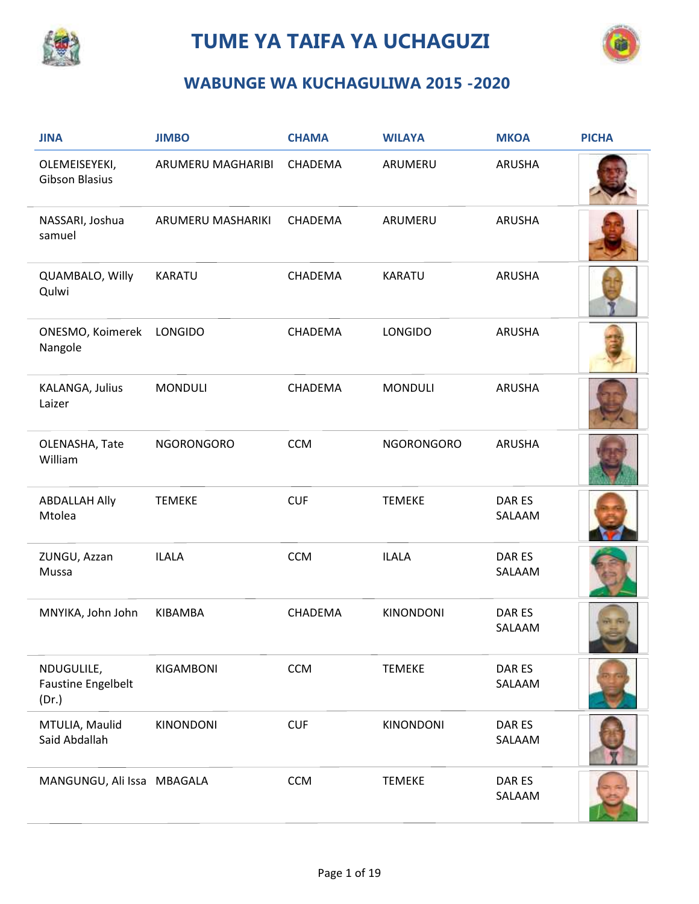# TUME YA TAIFA YA UCHAGUZI

## WABUNGE WA KUCHAGULIWA 2015 -2020

| JINA | JIMBO | CHAMA | WILAYA | MKOA | PICHA |
|---|---|---|---|---|---|
| OLEMEISEYEKI, Gibson Blasius | ARUMERU MAGHARIBI | CHADEMA | ARUMERU | ARUSHA | |
| NASSARI, Joshua samuel | ARUMERU MASHARIKI | CHADEMA | ARUMERU | ARUSHA | |
| QUAMBALO, Willy Qulwi | KARATU | CHADEMA | KARATU | ARUSHA | |
| ONESMO, Koimerek Nangole | LONGIDO | CHADEMA | LONGIDO | ARUSHA | |
| KALANGA, Julius Laizer | MONDULI | CHADEMA | MONDULI | ARUSHA | |
| OLENASHA, Tate William | NGORONGORO | CCM | NGORONGORO | ARUSHA | |
| ABDALLAH Ally Mtolea | TEMEKE | CUF | TEMEKE | DAR ES SALAAM | |
| ZUNGU, Azzan Mussa | ILALA | CCM | ILALA | DAR ES SALAAM | |
| MNYIKA, John John | KIBAMBA | CHADEMA | KINONDONI | DAR ES SALAAM | |
| NDUGULILE, Faustine Engelbelt (Dr.) | KIGAMBONI | CCM | TEMEKE | DAR ES SALAAM | |
| MTULIA, Maulid Said Abdallah | KINONDONI | CUF | KINONDONI | DAR ES SALAAM | |
| MANGUNGU, Ali Issa | MBAGALA | CCM | TEMEKE | DAR ES SALAAM | |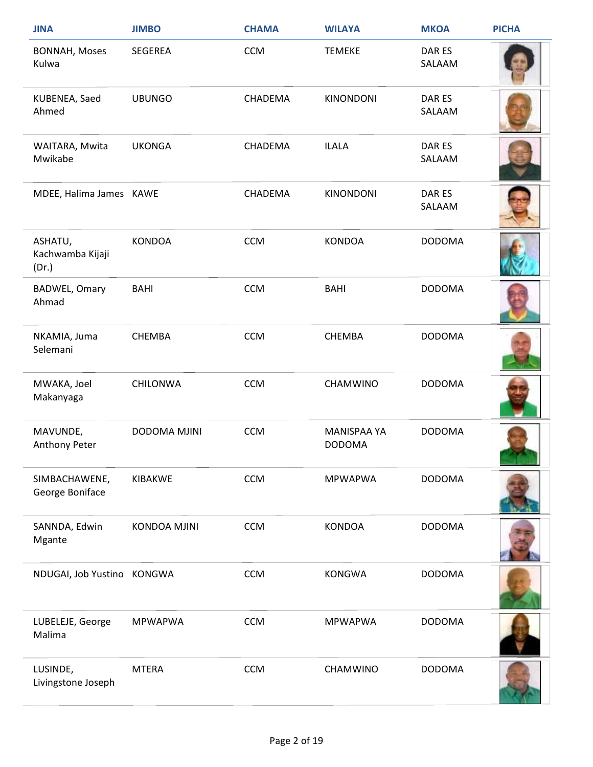| JINA | JIMBO | CHAMA | WILAYA | MKOA | PICHA |
|---|---|---|---|---|---|
| BONNAH, Moses Kulwa | SEGEREA | CCM | TEMEKE | DAR ES SALAAM | |
| KUBENEA, Saed Ahmed | UBUNGO | CHADEMA | KINONDONI | DAR ES SALAAM | |
| WAITARA, Mwita Mwikabe | UKONGA | CHADEMA | ILALA | DAR ES SALAAM | |
| MDEE, Halima James | KAWE | CHADEMA | KINONDONI | DAR ES SALAAM | |
| ASHATU, Kachwamba Kijaji (Dr.) | KONDOA | CCM | KONDOA | DODOMA | |
| BADWEL, Omary Ahmad | BAHI | CCM | BAHI | DODOMA | |
| NKAMIA, Juma Selemani | CHEMBA | CCM | CHEMBA | DODOMA | |
| MWAKA, Joel Makanyaga | CHILONWA | CCM | CHAMWINO | DODOMA | |
| MAVUNDE, Anthony Peter | DODOMA MJINI | CCM | MANISPAA YA DODOMA | DODOMA | |
| SIMBACHAWENE, George Boniface | KIBAKWE | CCM | MPWAPWA | DODOMA | |
| SANNDA, Edwin Mgante | KONDOA MJINI | CCM | KONDOA | DODOMA | |
| NDUGAI, Job Yustino | KONGWA | CCM | KONGWA | DODOMA | |
| LUBELEJE, George Malima | MPWAPWA | CCM | MPWAPWA | DODOMA | |
| LUSINDE, Livingstone Joseph | MTERA | CCM | CHAMWINO | DODOMA | |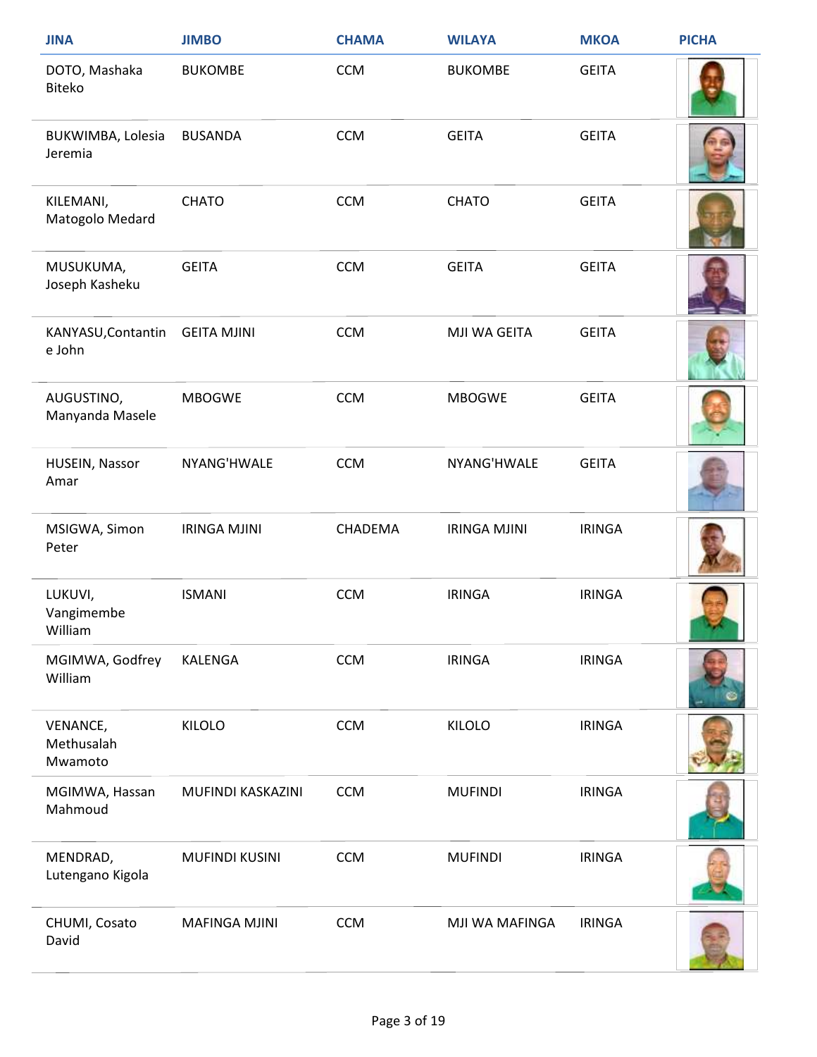| JINA | JIMBO | CHAMA | WILAYA | MKOA | PICHA |
|---|---|---|---|---|---|
| DOTO, Mashaka Biteko | BUKOMBE | CCM | BUKOMBE | GEITA | |
| BUKWIMBA, Lolesia Jeremia | BUSANDA | CCM | GEITA | GEITA | |
| KILEMANI, Matogolo Medard | CHATO | CCM | CHATO | GEITA | |
| MUSUKUMA, Joseph Kasheku | GEITA | CCM | GEITA | GEITA | |
| KANYASU,Contantine John | GEITA MJINI | CCM | MJI WA GEITA | GEITA | |
| AUGUSTINO, Manyanda Masele | MBOGWE | CCM | MBOGWE | GEITA | |
| HUSEIN, Nassor Amar | NYANG'HWALE | CCM | NYANG'HWALE | GEITA | |
| MSIGWA, Simon Peter | IRINGA MJINI | CHADEMA | IRINGA MJINI | IRINGA | |
| LUKUVI, Vangimembe William | ISMANI | CCM | IRINGA | IRINGA | |
| MGIMWA, Godfrey William | KALENGA | CCM | IRINGA | IRINGA | |
| VENANCE, Methusalah Mwamoto | KILOLO | CCM | KILOLO | IRINGA | |
| MGIMWA, Hassan Mahmoud | MUFINDI KASKAZINI | CCM | MUFINDI | IRINGA | |
| MENDRAD, Lutengano Kigola | MUFINDI KUSINI | CCM | MUFINDI | IRINGA | |
| CHUMI, Cosato David | MAFINGA MJINI | CCM | MJI WA MAFINGA | IRINGA | |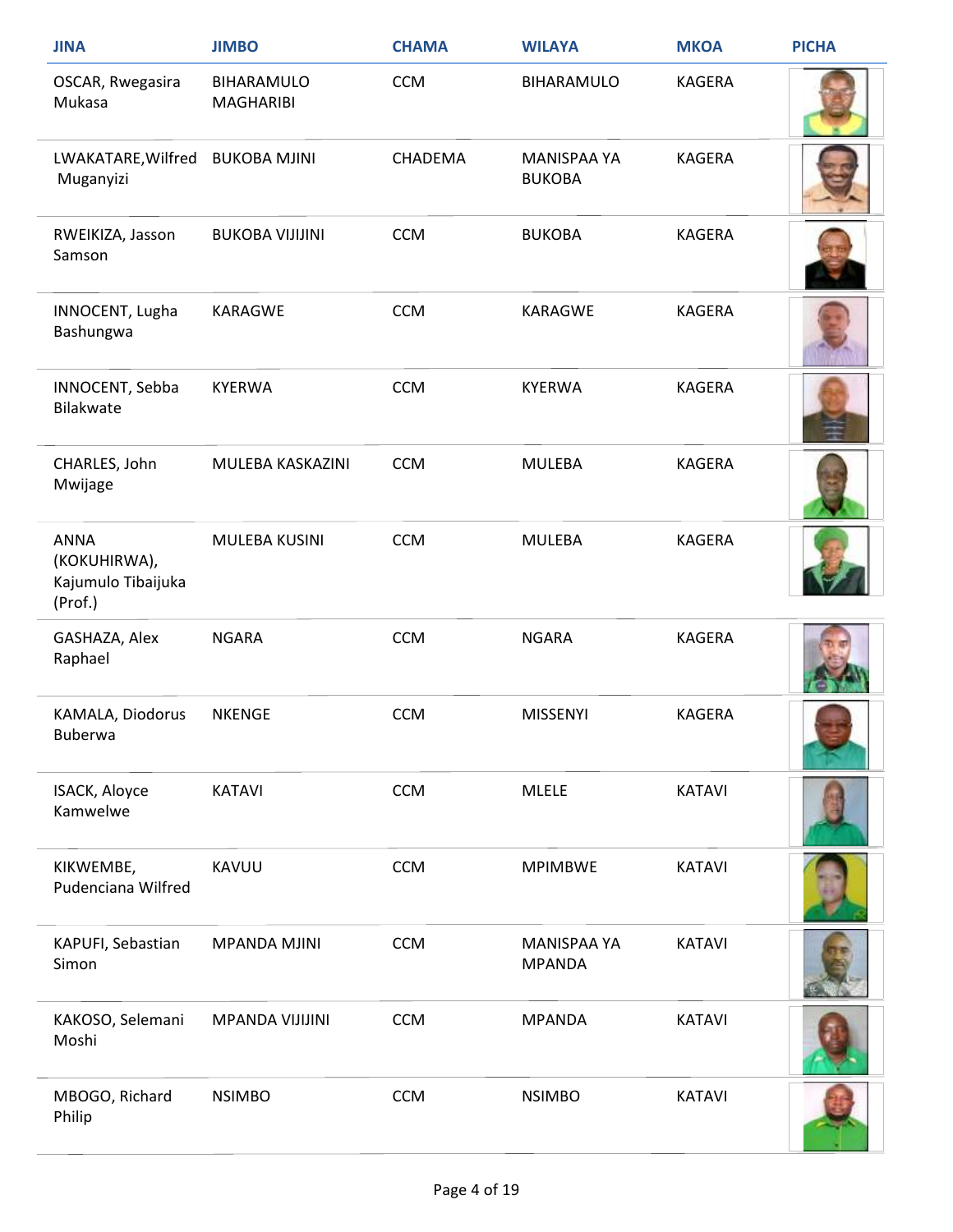| JINA | JIMBO | CHAMA | WILAYA | MKOA | PICHA |
|---|---|---|---|---|---|
| OSCAR, Rwegasira Mukasa | BIHARAMULO MAGHARIBI | CCM | BIHARAMULO | KAGERA | |
| LWAKATARE,Wilfred Muganyizi | BUKOBA MJINI | CHADEMA | MANISPAA YA BUKOBA | KAGERA | |
| RWEIKIZA, Jasson Samson | BUKOBA VIJIJINI | CCM | BUKOBA | KAGERA | |
| INNOCENT, Lugha Bashungwa | KARAGWE | CCM | KARAGWE | KAGERA | |
| INNOCENT, Sebba Bilakwate | KYERWA | CCM | KYERWA | KAGERA | |
| CHARLES, John Mwijage | MULEBA KASKAZINI | CCM | MULEBA | KAGERA | |
| ANNA (KOKUHIRWA), Kajumulo Tibaijuka (Prof.) | MULEBA KUSINI | CCM | MULEBA | KAGERA | |
| GASHAZA, Alex Raphael | NGARA | CCM | NGARA | KAGERA | |
| KAMALA, Diodorus Buberwa | NKENGE | CCM | MISSENYI | KAGERA | |
| ISACK, Aloyce Kamwelwe | KATAVI | CCM | MLELE | KATAVI | |
| KIKWEMBE, Pudenciana Wilfred | KAVUU | CCM | MPIMBWE | KATAVI | |
| KAPUFI, Sebastian Simon | MPANDA MJINI | CCM | MANISPAA YA MPANDA | KATAVI | |
| KAKOSO, Selemani Moshi | MPANDA VIJIJINI | CCM | MPANDA | KATAVI | |
| MBOGO, Richard Philip | NSIMBO | CCM | NSIMBO | KATAVI | |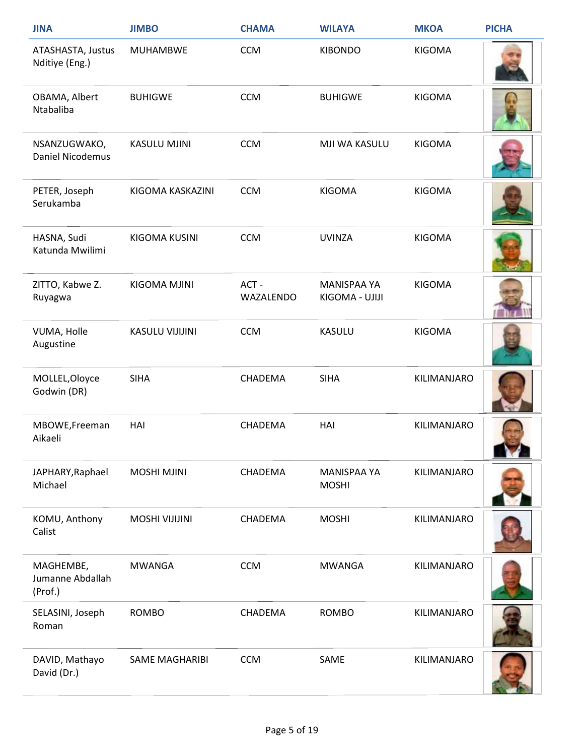| JINA | JIMBO | CHAMA | WILAYA | MKOA | PICHA |
|---|---|---|---|---|---|
| ATASHASTA, Justus Nditiye (Eng.) | MUHAMBWE | CCM | KIBONDO | KIGOMA | |
| OBAMA, Albert Ntabaliba | BUHIGWE | CCM | BUHIGWE | KIGOMA | |
| NSANZUGWAKO, Daniel Nicodemus | KASULU MJINI | CCM | MJI WA KASULU | KIGOMA | |
| PETER, Joseph Serukamba | KIGOMA KASKAZINI | CCM | KIGOMA | KIGOMA | |
| HASNA, Sudi Katunda Mwilimi | KIGOMA KUSINI | CCM | UVINZA | KIGOMA | |
| ZITTO, Kabwe Z. Ruyagwa | KIGOMA MJINI | ACT - WAZALENDO | MANISPAA YA KIGOMA - UJIJI | KIGOMA | |
| VUMA, Holle Augustine | KASULU VIJIJINI | CCM | KASULU | KIGOMA | |
| MOLLEL,Oloyce Godwin (DR) | SIHA | CHADEMA | SIHA | KILIMANJARO | |
| MBOWE,Freeman Aikaeli | HAI | CHADEMA | HAI | KILIMANJARO | |
| JAPHARY,Raphael Michael | MOSHI MJINI | CHADEMA | MANISPAA YA MOSHI | KILIMANJARO | |
| KOMU, Anthony Calist | MOSHI VIJIJINI | CHADEMA | MOSHI | KILIMANJARO | |
| MAGHEMBE, Jumanne Abdallah (Prof.) | MWANGA | CCM | MWANGA | KILIMANJARO | |
| SELASINI, Joseph Roman | ROMBO | CHADEMA | ROMBO | KILIMANJARO | |
| DAVID, Mathayo David (Dr.) | SAME MAGHARIBI | CCM | SAME | KILIMANJARO | |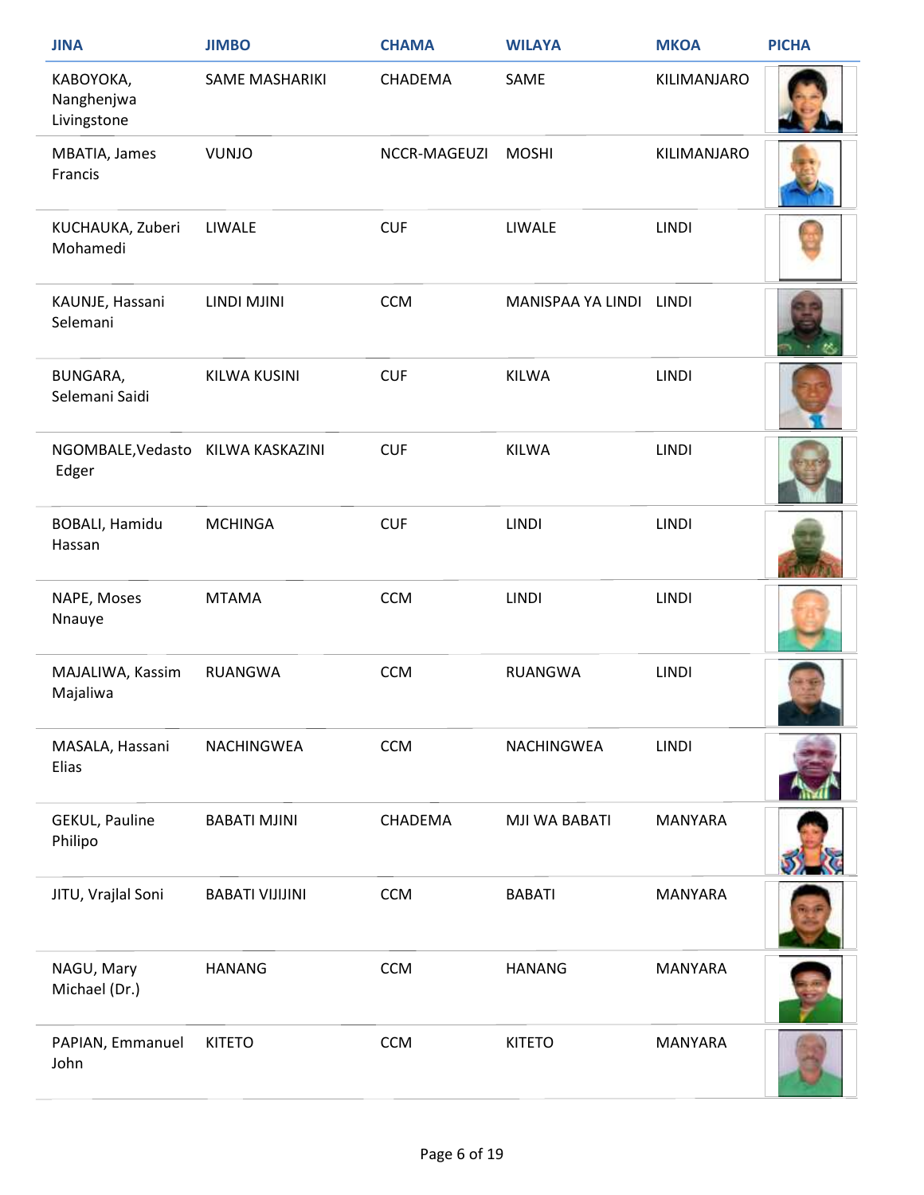| JINA | JIMBO | CHAMA | WILAYA | MKOA | PICHA |
|---|---|---|---|---|---|
| KABOYOKA, Nanghenjwa Livingstone | SAME MASHARIKI | CHADEMA | SAME | KILIMANJARO | |
| MBATIA, James Francis | VUNJO | NCCR-MAGEUZI | MOSHI | KILIMANJARO | |
| KUCHAUKA, Zuberi Mohamedi | LIWALE | CUF | LIWALE | LINDI | |
| KAUNJE, Hassani Selemani | LINDI MJINI | CCM | MANISPAA YA LINDI | LINDI | |
| BUNGARA, Selemani Saidi | KILWA KUSINI | CUF | KILWA | LINDI | |
| NGOMBALE,Vedasto Edger | KILWA KASKAZINI | CUF | KILWA | LINDI | |
| BOBALI, Hamidu Hassan | MCHINGA | CUF | LINDI | LINDI | |
| NAPE, Moses Nnauye | MTAMA | CCM | LINDI | LINDI | |
| MAJALIWA, Kassim Majaliwa | RUANGWA | CCM | RUANGWA | LINDI | |
| MASALA, Hassani Elias | NACHINGWEA | CCM | NACHINGWEA | LINDI | |
| GEKUL, Pauline Philipo | BABATI MJINI | CHADEMA | MJI WA BABATI | MANYARA | |
| JITU, Vrajlal Soni | BABATI VIJIJINI | CCM | BABATI | MANYARA | |
| NAGU, Mary Michael (Dr.) | HANANG | CCM | HANANG | MANYARA | |
| PAPIAN, Emmanuel John | KITETO | CCM | KITETO | MANYARA | |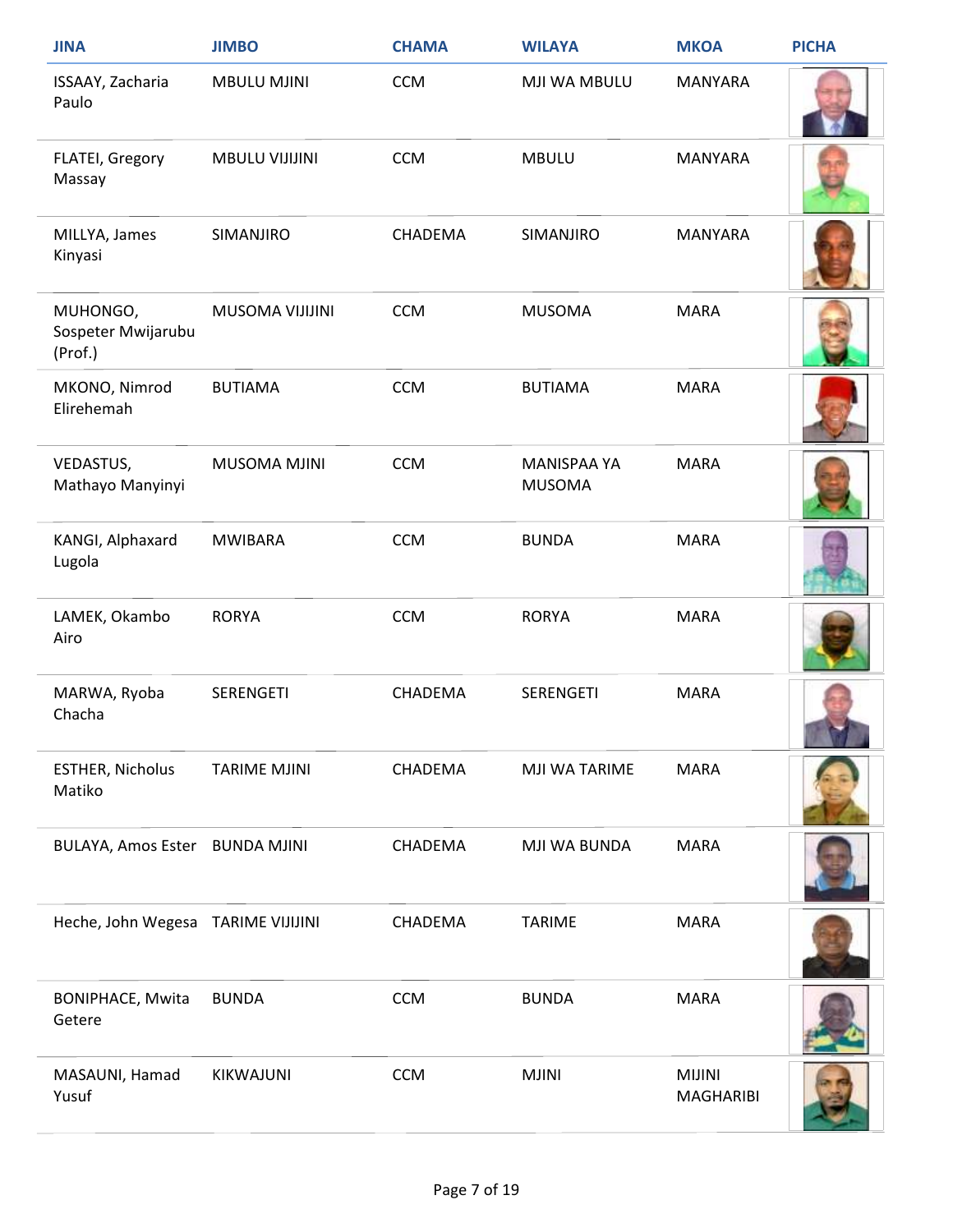| JINA | JIMBO | CHAMA | WILAYA | MKOA | PICHA |
| --- | --- | --- | --- | --- | --- |
| ISSAAY, Zacharia Paulo | MBULU MJINI | CCM | MJI WA MBULU | MANYARA | |
| FLATEI, Gregory Massay | MBULU VIJIJINI | CCM | MBULU | MANYARA | |
| MILLYA, James Kinyasi | SIMANJIRO | CHADEMA | SIMANJIRO | MANYARA | |
| MUHONGO, Sospeter Mwijarubu (Prof.) | MUSOMA VIJIJINI | CCM | MUSOMA | MARA | |
| MKONO, Nimrod Elirehemah | BUTIAMA | CCM | BUTIAMA | MARA | |
| VEDASTUS, Mathayo Manyinyi | MUSOMA MJINI | CCM | MANISPAA YA MUSOMA | MARA | |
| KANGI, Alphaxard Lugola | MWIBARA | CCM | BUNDA | MARA | |
| LAMEK, Okambo Airo | RORYA | CCM | RORYA | MARA | |
| MARWA, Ryoba Chacha | SERENGETI | CHADEMA | SERENGETI | MARA | |
| ESTHER, Nicholus Matiko | TARIME MJINI | CHADEMA | MJI WA TARIME | MARA | |
| BULAYA, Amos Ester | BUNDA MJINI | CHADEMA | MJI WA BUNDA | MARA | |
| Heche, John Wegesa | TARIME VIJIJINI | CHADEMA | TARIME | MARA | |
| BONIPHACE, Mwita Getere | BUNDA | CCM | BUNDA | MARA | |
| MASAUNI, Hamad Yusuf | KIKWAJUNI | CCM | MJINI | MIJINI MAGHARIBI | |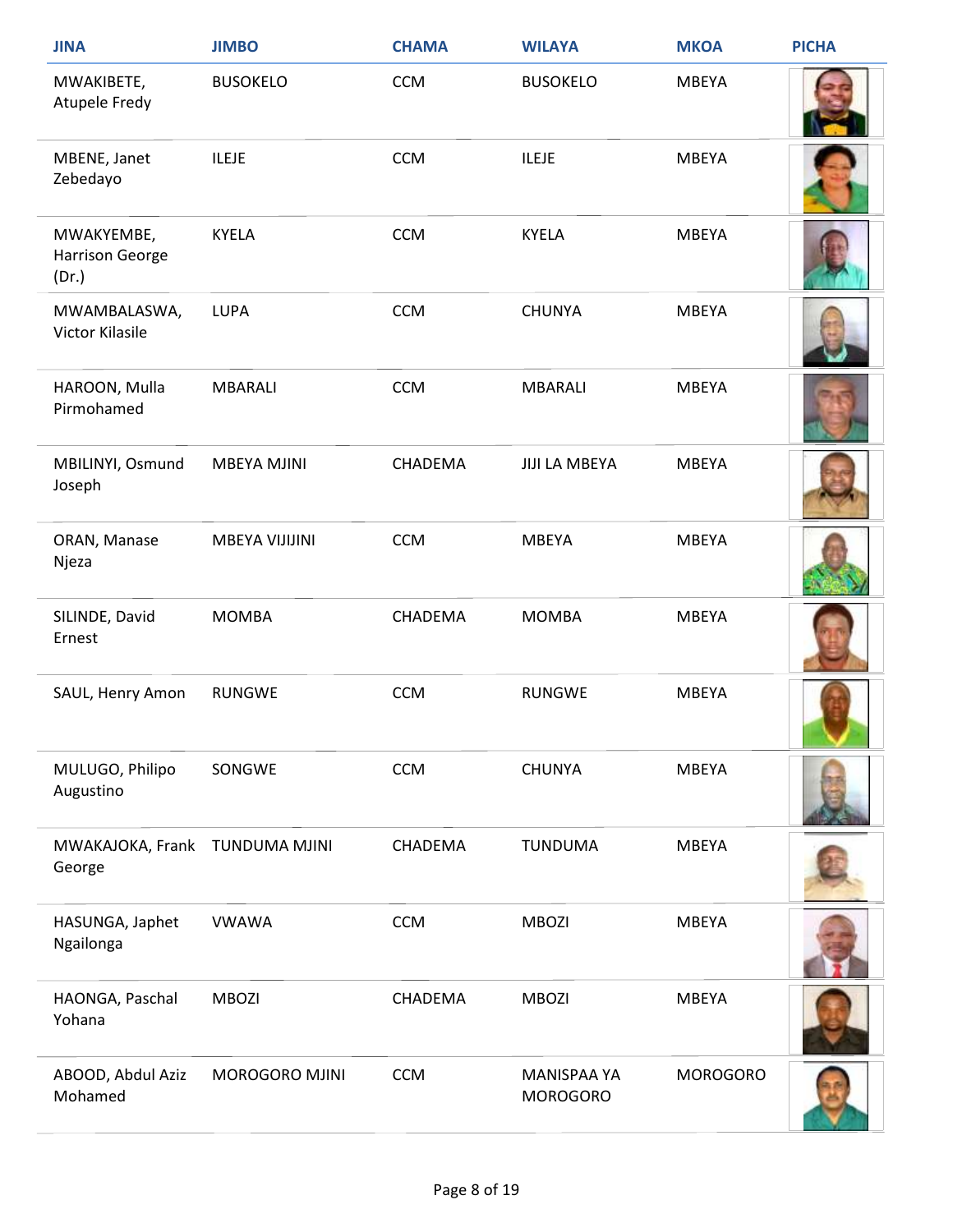| JINA | JIMBO | CHAMA | WILAYA | MKOA | PICHA |
|---|---|---|---|---|---|
| MWAKIBETE, Atupele Fredy | BUSOKELO | CCM | BUSOKELO | MBEYA | |
| MBENE, Janet Zebedayo | ILEJE | CCM | ILEJE | MBEYA | |
| MWAKYEMBE, Harrison George (Dr.) | KYELA | CCM | KYELA | MBEYA | |
| MWAMBALASWA, Victor Kilasile | LUPA | CCM | CHUNYA | MBEYA | |
| HAROON, Mulla Pirmohamed | MBARALI | CCM | MBARALI | MBEYA | |
| MBILINYI, Osmund Joseph | MBEYA MJINI | CHADEMA | JIJI LA MBEYA | MBEYA | |
| ORAN, Manase Njeza | MBEYA VIJIJINI | CCM | MBEYA | MBEYA | |
| SILINDE, David Ernest | MOMBA | CHADEMA | MOMBA | MBEYA | |
| SAUL, Henry Amon | RUNGWE | CCM | RUNGWE | MBEYA | |
| MULUGO, Philipo Augustino | SONGWE | CCM | CHUNYA | MBEYA | |
| MWAKAJOKA, Frank George | TUNDUMA MJINI | CHADEMA | TUNDUMA | MBEYA | |
| HASUNGA, Japhet Ngailonga | VWAWA | CCM | MBOZI | MBEYA | |
| HAONGA, Paschal Yohana | MBOZI | CHADEMA | MBOZI | MBEYA | |
| ABOOD, Abdul Aziz Mohamed | MOROGORO MJINI | CCM | MANISPAA YA MOROGORO | MOROGORO | |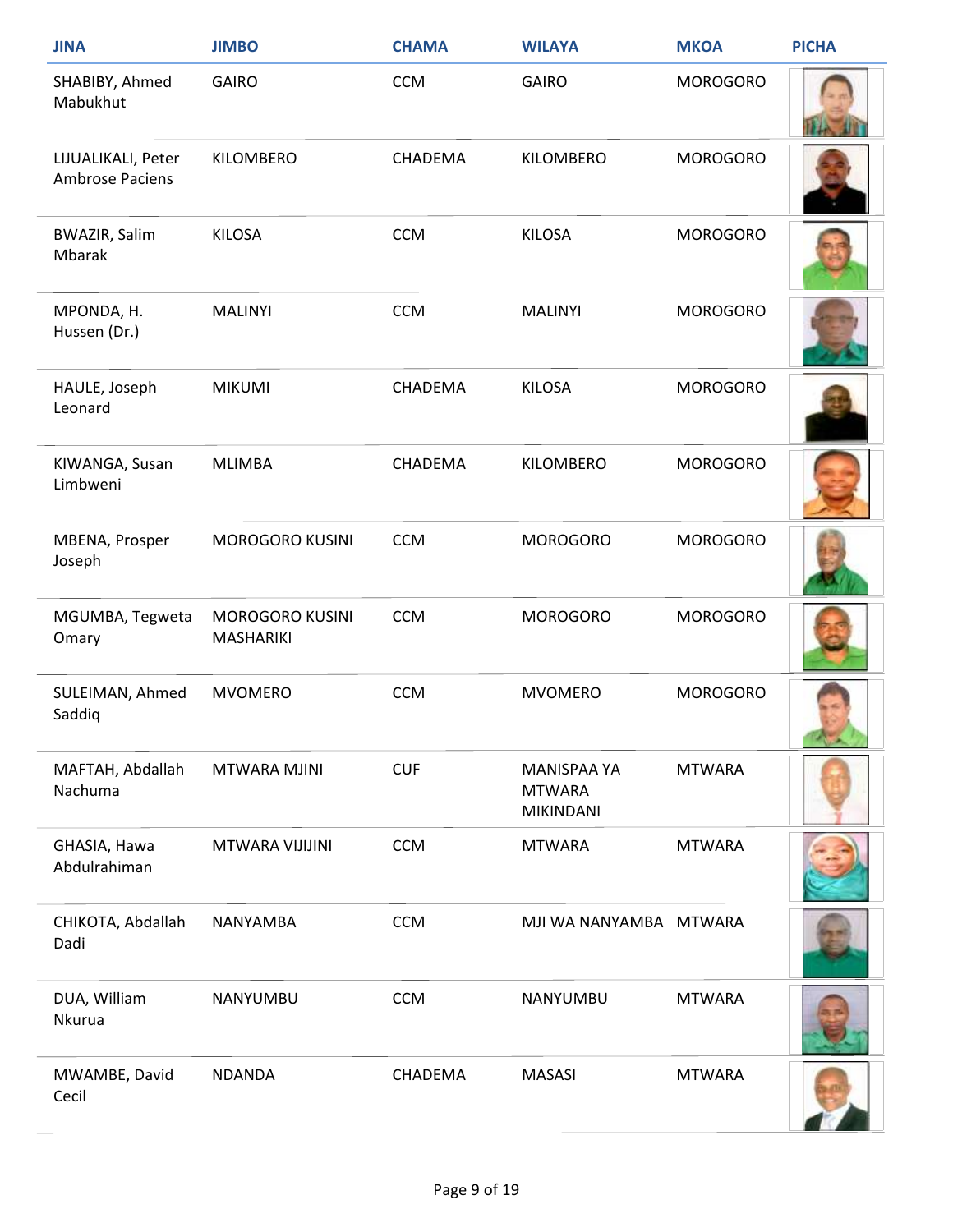| JINA | JIMBO | CHAMA | WILAYA | MKOA | PICHA |
|---|---|---|---|---|---|
| SHABIBY, Ahmed Mabukhut | GAIRO | CCM | GAIRO | MOROGORO | |
| LIJUALIKALI, Peter Ambrose Paciens | KILOMBERO | CHADEMA | KILOMBERO | MOROGORO | |
| BWAZIR, Salim Mbarak | KILOSA | CCM | KILOSA | MOROGORO | |
| MPONDA, H. Hussen (Dr.) | MALINYI | CCM | MALINYI | MOROGORO | |
| HAULE, Joseph Leonard | MIKUMI | CHADEMA | KILOSA | MOROGORO | |
| KIWANGA, Susan Limbweni | MLIMBA | CHADEMA | KILOMBERO | MOROGORO | |
| MBENA, Prosper Joseph | MOROGORO KUSINI | CCM | MOROGORO | MOROGORO | |
| MGUMBA, Tegweta Omary | MOROGORO KUSINI MASHARIKI | CCM | MOROGORO | MOROGORO | |
| SULEIMAN, Ahmed Saddiq | MVOMERO | CCM | MVOMERO | MOROGORO | |
| MAFTAH, Abdallah Nachuma | MTWARA MJINI | CUF | MANISPAA YA MTWARA MIKINDANI | MTWARA | |
| GHASIA, Hawa Abdulrahiman | MTWARA VIJIJINI | CCM | MTWARA | MTWARA | |
| CHIKOTA, Abdallah Dadi | NANYAMBA | CCM | MJI WA NANYAMBA | MTWARA | |
| DUA, William Nkurua | NANYUMBU | CCM | NANYUMBU | MTWARA | |
| MWAMBE, David Cecil | NDANDA | CHADEMA | MASASI | MTWARA | |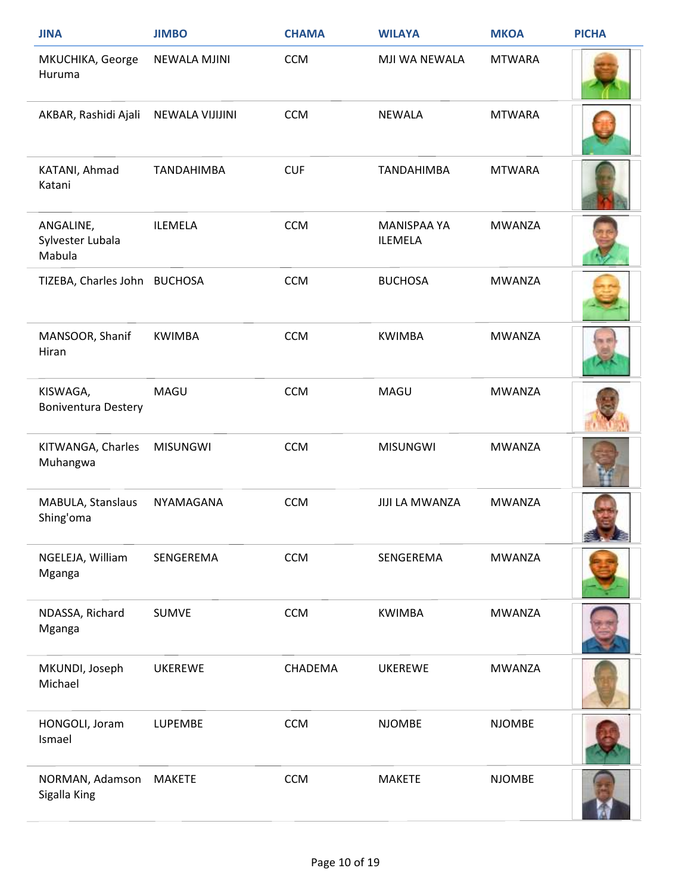| JINA | JIMBO | CHAMA | WILAYA | MKOA | PICHA |
|---|---|---|---|---|---|
| MKUCHIKA, George Huruma | NEWALA MJINI | CCM | MJI WA NEWALA | MTWARA | |
| AKBAR, Rashidi Ajali | NEWALA VIJIJINI | CCM | NEWALA | MTWARA | |
| KATANI, Ahmad Katani | TANDAHIMBA | CUF | TANDAHIMBA | MTWARA | |
| ANGALINE, Sylvester Lubala Mabula | ILEMELA | CCM | MANISPAA YA ILEMELA | MWANZA | |
| TIZEBA, Charles John | BUCHOSA | CCM | BUCHOSA | MWANZA | |
| MANSOOR, Shanif Hiran | KWIMBA | CCM | KWIMBA | MWANZA | |
| KISWAGA, Boniventura Destery | MAGU | CCM | MAGU | MWANZA | |
| KITWANGA, Charles Muhangwa | MISUNGWI | CCM | MISUNGWI | MWANZA | |
| MABULA, Stanslaus Shing'oma | NYAMAGANA | CCM | JIJI LA MWANZA | MWANZA | |
| NGELEJA, William Mganga | SENGEREMA | CCM | SENGEREMA | MWANZA | |
| NDASSA, Richard Mganga | SUMVE | CCM | KWIMBA | MWANZA | |
| MKUNDI, Joseph Michael | UKEREWE | CHADEMA | UKEREWE | MWANZA | |
| HONGOLI, Joram Ismael | LUPEMBE | CCM | NJOMBE | NJOMBE | |
| NORMAN, Adamson Sigalla King | MAKETE | CCM | MAKETE | NJOMBE | |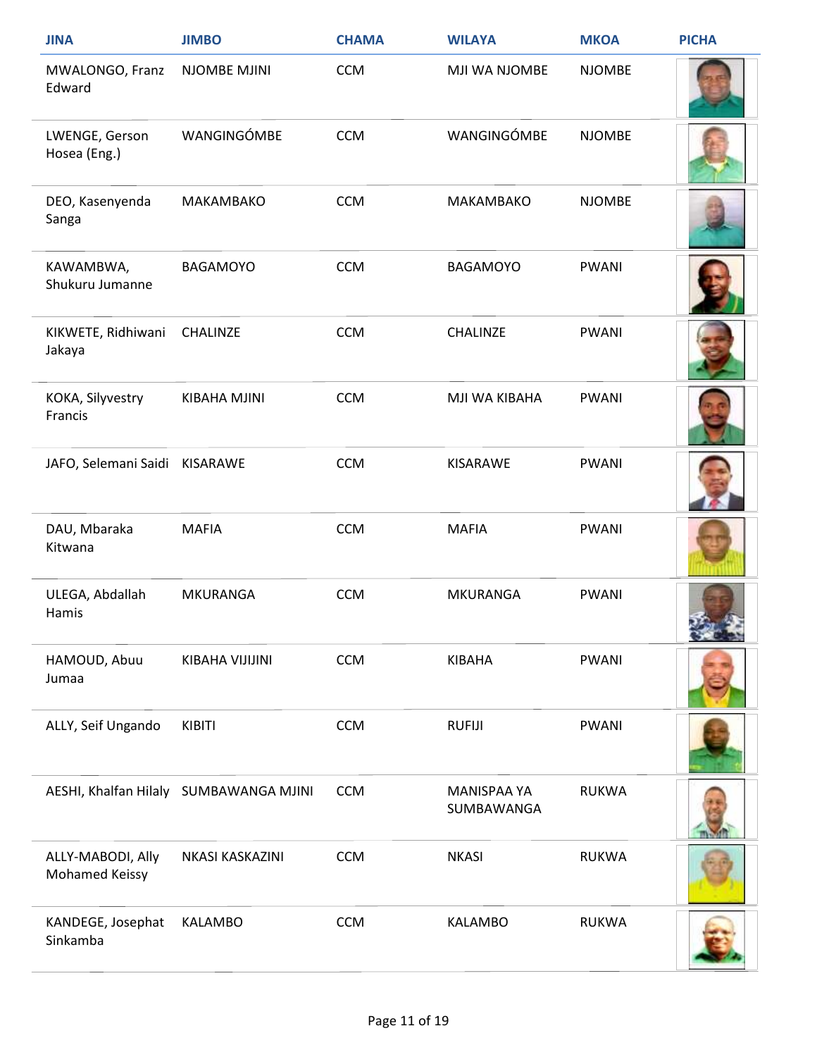| JINA | JIMBO | CHAMA | WILAYA | MKOA | PICHA |
|---|---|---|---|---|---|
| MWALONGO, Franz Edward | NJOMBE MJINI | CCM | MJI WA NJOMBE | NJOMBE | |
| LWENGE, Gerson Hosea (Eng.) | WANGINGÓMBE | CCM | WANGINGÓMBE | NJOMBE | |
| DEO, Kasenyenda Sanga | MAKAMBAKO | CCM | MAKAMBAKO | NJOMBE | |
| KAWAMBWA, Shukuru Jumanne | BAGAMOYO | CCM | BAGAMOYO | PWANI | |
| KIKWETE, Ridhiwani Jakaya | CHALINZE | CCM | CHALINZE | PWANI | |
| KOKA, Silyvestry Francis | KIBAHA MJINI | CCM | MJI WA KIBAHA | PWANI | |
| JAFO, Selemani Saidi | KISARAWE | CCM | KISARAWE | PWANI | |
| DAU, Mbaraka Kitwana | MAFIA | CCM | MAFIA | PWANI | |
| ULEGA, Abdallah Hamis | MKURANGA | CCM | MKURANGA | PWANI | |
| HAMOUD, Abuu Jumaa | KIBAHA VIJIJINI | CCM | KIBAHA | PWANI | |
| ALLY, Seif Ungando | KIBITI | CCM | RUFIJI | PWANI | |
| AESHI, Khalfan Hilaly | SUMBAWANGA MJINI | CCM | MANISPAA YA SUMBAWANGA | RUKWA | |
| ALLY-MABODI, Ally Mohamed Keissy | NKASI KASKAZINI | CCM | NKASI | RUKWA | |
| KANDEGE, Josephat Sinkamba | KALAMBO | CCM | KALAMBO | RUKWA | |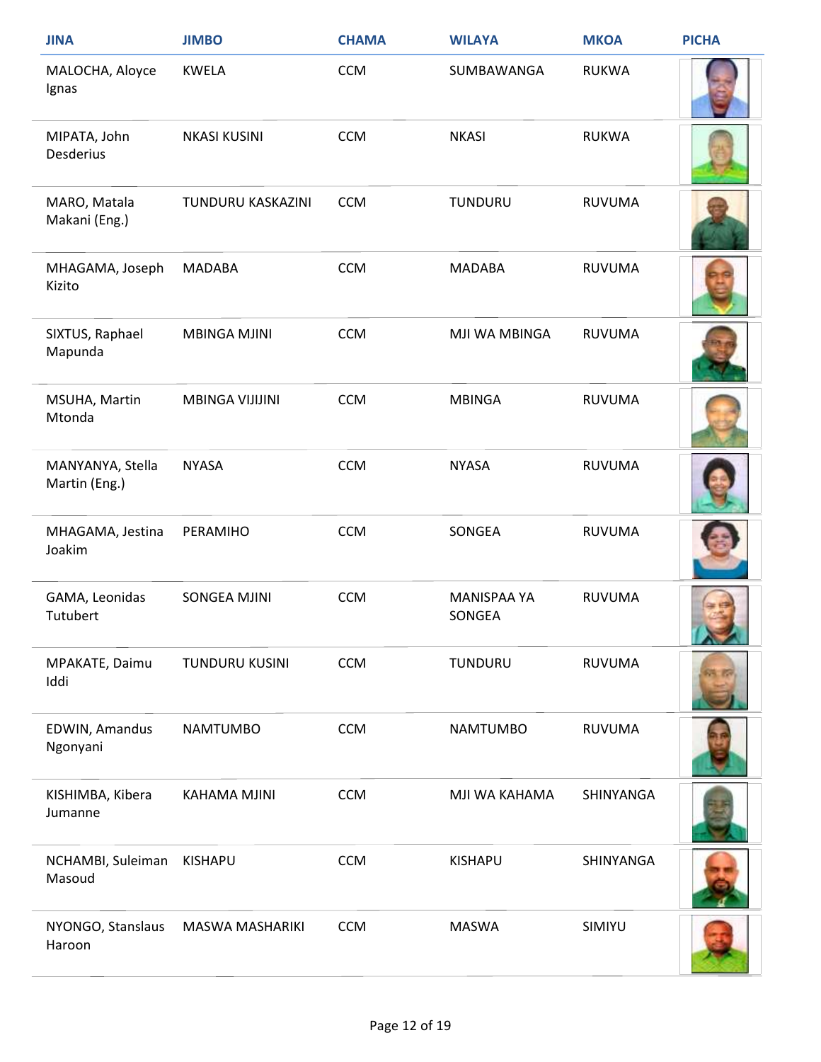| JINA | JIMBO | CHAMA | WILAYA | MKOA | PICHA |
|---|---|---|---|---|---|
| MALOCHA, Aloyce Ignas | KWELA | CCM | SUMBAWANGA | RUKWA | |
| MIPATA, John Desderius | NKASI KUSINI | CCM | NKASI | RUKWA | |
| MARO, Matala Makani (Eng.) | TUNDURU KASKAZINI | CCM | TUNDURU | RUVUMA | |
| MHAGAMA, Joseph Kizito | MADABA | CCM | MADABA | RUVUMA | |
| SIXTUS, Raphael Mapunda | MBINGA MJINI | CCM | MJI WA MBINGA | RUVUMA | |
| MSUHA, Martin Mtonda | MBINGA VIJIJINI | CCM | MBINGA | RUVUMA | |
| MANYANYA, Stella Martin (Eng.) | NYASA | CCM | NYASA | RUVUMA | |
| MHAGAMA, Jestina Joakim | PERAMIHO | CCM | SONGEA | RUVUMA | |
| GAMA, Leonidas Tutubert | SONGEA MJINI | CCM | MANISPAA YA SONGEA | RUVUMA | |
| MPAKATE, Daimu Iddi | TUNDURU KUSINI | CCM | TUNDURU | RUVUMA | |
| EDWIN, Amandus Ngonyani | NAMTUMBO | CCM | NAMTUMBO | RUVUMA | |
| KISHIMBA, Kibera Jumanne | KAHAMA MJINI | CCM | MJI WA KAHAMA | SHINYANGA | |
| NCHAMBI, Suleiman Masoud | KISHAPU | CCM | KISHAPU | SHINYANGA | |
| NYONGO, Stanslaus Haroon | MASWA MASHARIKI | CCM | MASWA | SIMIYU | |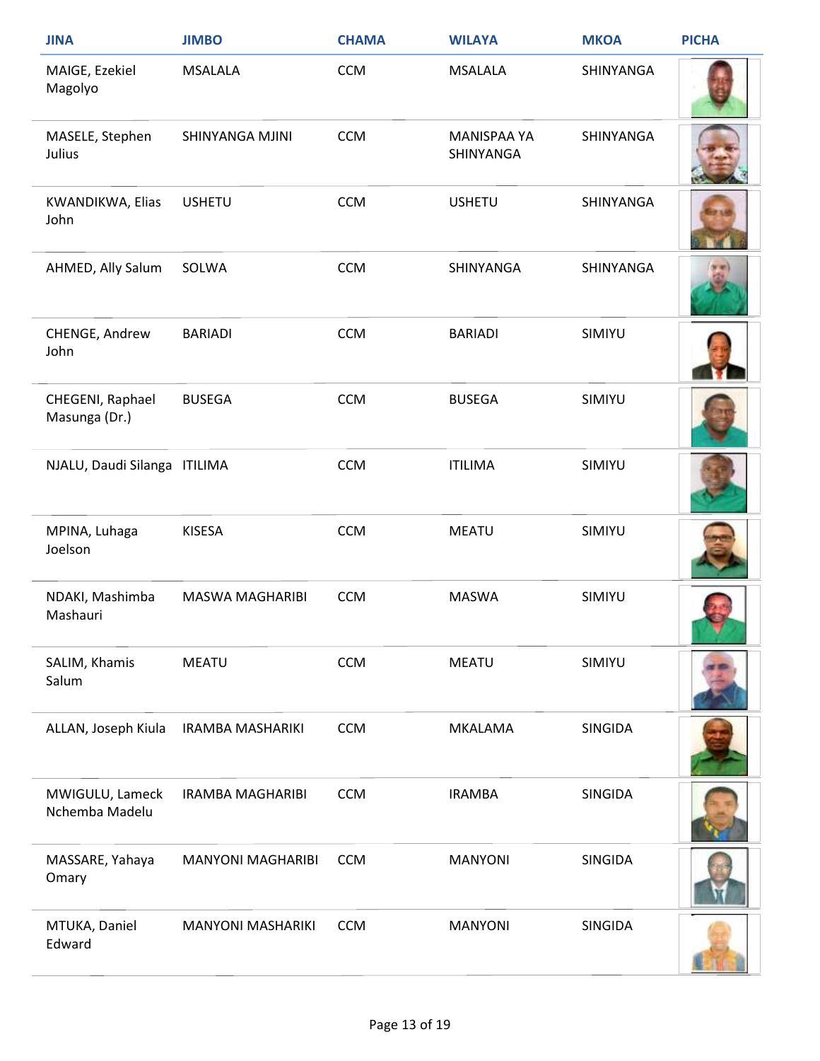| JINA | JIMBO | CHAMA | WILAYA | MKOA | PICHA |
|---|---|---|---|---|---|
| MAIGE, Ezekiel Magolyo | MSALALA | CCM | MSALALA | SHINYANGA | |
| MASELE, Stephen Julius | SHINYANGA MJINI | CCM | MANISPAA YA SHINYANGA | SHINYANGA | |
| KWANDIKWA, Elias John | USHETU | CCM | USHETU | SHINYANGA | |
| AHMED, Ally Salum | SOLWA | CCM | SHINYANGA | SHINYANGA | |
| CHENGE, Andrew John | BARIADI | CCM | BARIADI | SIMIYU | |
| CHEGENI, Raphael Masunga (Dr.) | BUSEGA | CCM | BUSEGA | SIMIYU | |
| NJALU, Daudi Silanga | ITILIMA | CCM | ITILIMA | SIMIYU | |
| MPINA, Luhaga Joelson | KISESA | CCM | MEATU | SIMIYU | |
| NDAKI, Mashimba Mashauri | MASWA MAGHARIBI | CCM | MASWA | SIMIYU | |
| SALIM, Khamis Salum | MEATU | CCM | MEATU | SIMIYU | |
| ALLAN, Joseph Kiula | IRAMBA MASHARIKI | CCM | MKALAMA | SINGIDA | |
| MWIGULU, Lameck Nchemba Madelu | IRAMBA MAGHARIBI | CCM | IRAMBA | SINGIDA | |
| MASSARE, Yahaya Omary | MANYONI MAGHARIBI | CCM | MANYONI | SINGIDA | |
| MTUKA, Daniel Edward | MANYONI MASHARIKI | CCM | MANYONI | SINGIDA | |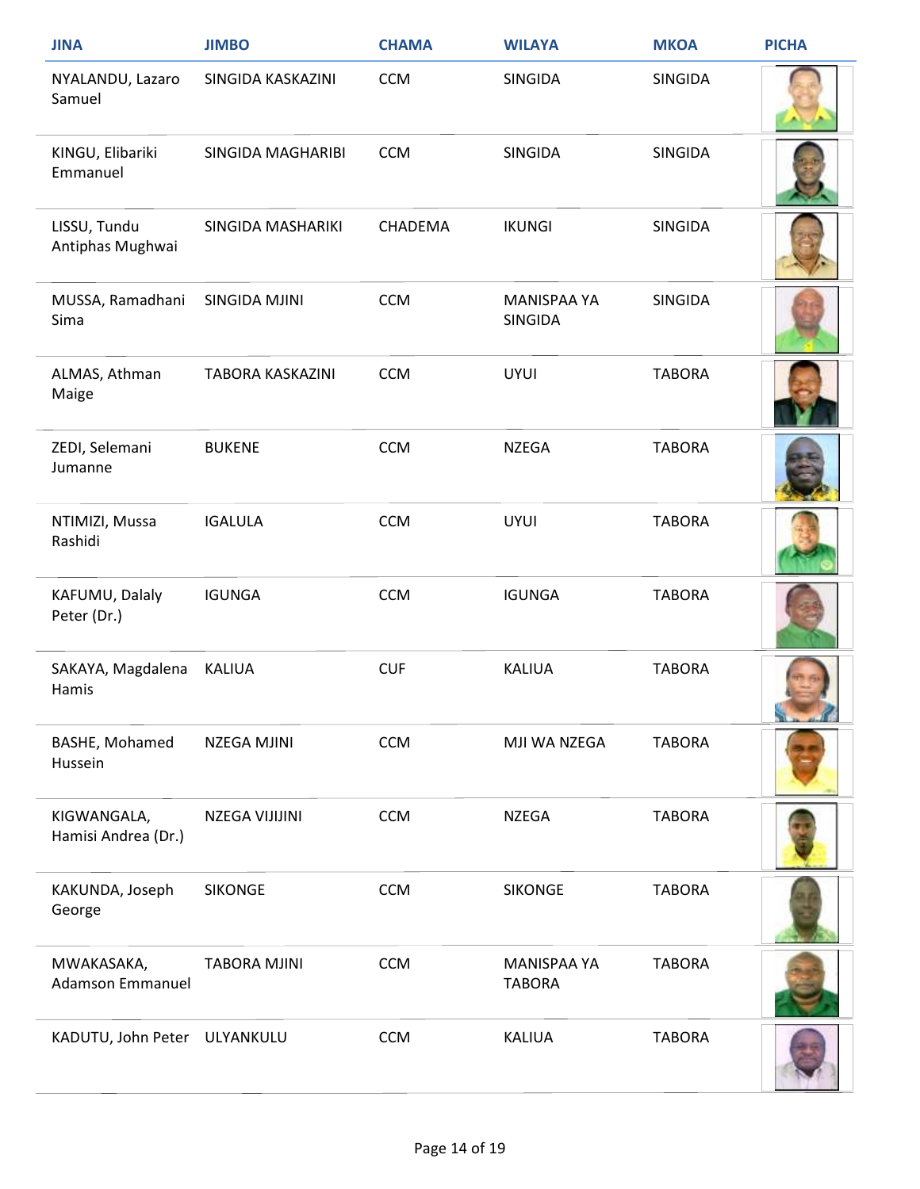| JINA | JIMBO | CHAMA | WILAYA | MKOA | PICHA |
|---|---|---|---|---|---|
| NYALANDU, Lazaro Samuel | SINGIDA KASKAZINI | CCM | SINGIDA | SINGIDA | |
| KINGU, Elibariki Emmanuel | SINGIDA MAGHARIBI | CCM | SINGIDA | SINGIDA | |
| LISSU, Tundu Antiphas Mughwai | SINGIDA MASHARIKI | CHADEMA | IKUNGI | SINGIDA | |
| MUSSA, Ramadhani Sima | SINGIDA MJINI | CCM | MANISPAA YA SINGIDA | SINGIDA | |
| ALMAS, Athman Maige | TABORA KASKAZINI | CCM | UYUI | TABORA | |
| ZEDI, Selemani Jumanne | BUKENE | CCM | NZEGA | TABORA | |
| NTIMIZI, Mussa Rashidi | IGALULA | CCM | UYUI | TABORA | |
| KAFUMU, Dalaly Peter (Dr.) | IGUNGA | CCM | IGUNGA | TABORA | |
| SAKAYA, Magdalena Hamis | KALIUA | CUF | KALIUA | TABORA | |
| BASHE, Mohamed Hussein | NZEGA MJINI | CCM | MJI WA NZEGA | TABORA | |
| KIGWANGALA, Hamisi Andrea (Dr.) | NZEGA VIJIJINI | CCM | NZEGA | TABORA | |
| KAKUNDA, Joseph George | SIKONGE | CCM | SIKONGE | TABORA | |
| MWAKASAKA, Adamson Emmanuel | TABORA MJINI | CCM | MANISPAA YA TABORA | TABORA | |
| KADUTU, John Peter | ULYANKULU | CCM | KALIUA | TABORA | |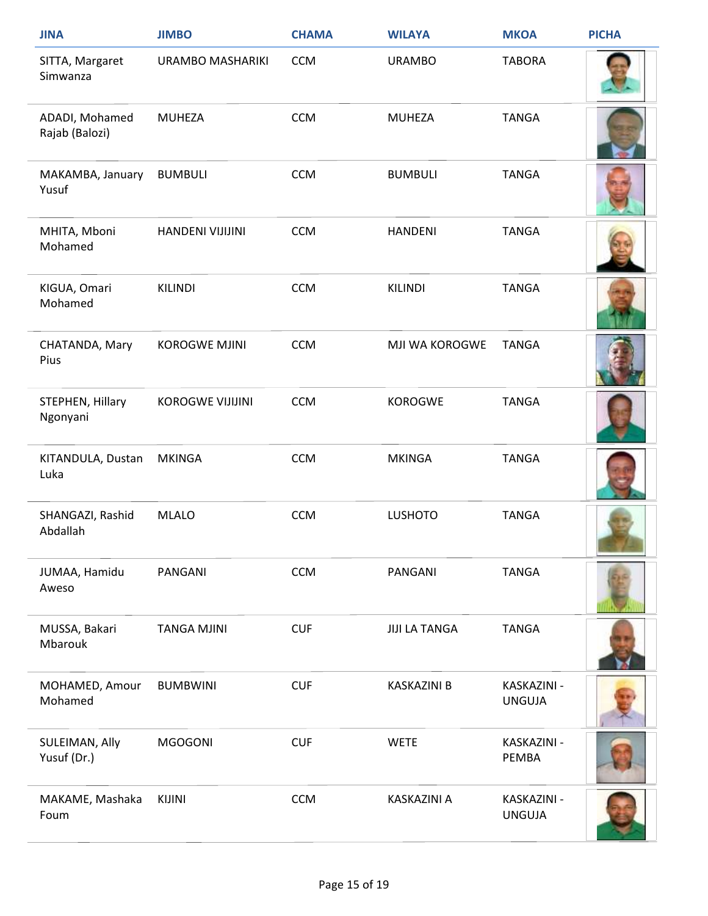| JINA | JIMBO | CHAMA | WILAYA | MKOA | PICHA |
|---|---|---|---|---|---|
| SITTA, Margaret Simwanza | URAMBO MASHARIKI | CCM | URAMBO | TABORA | |
| ADADI, Mohamed Rajab (Balozi) | MUHEZA | CCM | MUHEZA | TANGA | |
| MAKAMBA, January Yusuf | BUMBULI | CCM | BUMBULI | TANGA | |
| MHITA, Mboni Mohamed | HANDENI VIJIJINI | CCM | HANDENI | TANGA | |
| KIGUA, Omari Mohamed | KILINDI | CCM | KILINDI | TANGA | |
| CHATANDA, Mary Pius | KOROGWE MJINI | CCM | MJI WA KOROGWE | TANGA | |
| STEPHEN, Hillary Ngonyani | KOROGWE VIJIJINI | CCM | KOROGWE | TANGA | |
| KITANDULA, Dustan Luka | MKINGA | CCM | MKINGA | TANGA | |
| SHANGAZI, Rashid Abdallah | MLALO | CCM | LUSHOTO | TANGA | |
| JUMAA, Hamidu Aweso | PANGANI | CCM | PANGANI | TANGA | |
| MUSSA, Bakari Mbarouk | TANGA MJINI | CUF | JIJI LA TANGA | TANGA | |
| MOHAMED, Amour Mohamed | BUMBWINI | CUF | KASKAZINI B | KASKAZINI - UNGUJA | |
| SULEIMAN, Ally Yusuf (Dr.) | MGOGONI | CUF | WETE | KASKAZINI - PEMBA | |
| MAKAME, Mashaka Foum | KIJINI | CCM | KASKAZINI A | KASKAZINI - UNGUJA | |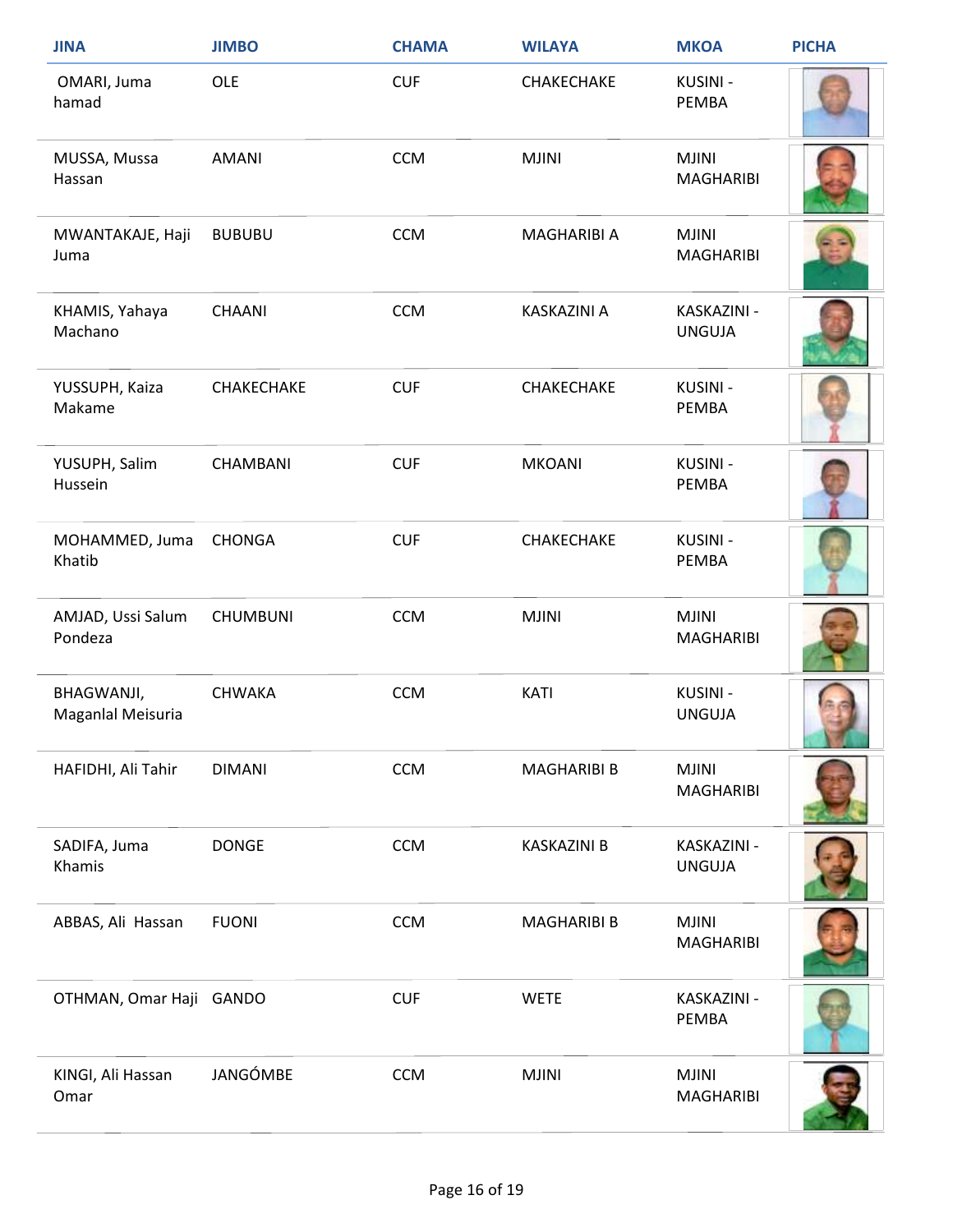| JINA | JIMBO | CHAMA | WILAYA | MKOA | PICHA |
|---|---|---|---|---|---|
| OMARI, Juma hamad | OLE | CUF | CHAKECHAKE | KUSINI - PEMBA | |
| MUSSA, Mussa Hassan | AMANI | CCM | MJINI | MJINI MAGHARIBI | |
| MWANTAKAJE, Haji Juma | BUBUBU | CCM | MAGHARIBI A | MJINI MAGHARIBI | |
| KHAMIS, Yahaya Machano | CHAANI | CCM | KASKAZINI A | KASKAZINI - UNGUJA | |
| YUSSUPH, Kaiza Makame | CHAKECHAKE | CUF | CHAKECHAKE | KUSINI - PEMBA | |
| YUSUPH, Salim Hussein | CHAMBANI | CUF | MKOANI | KUSINI - PEMBA | |
| MOHAMMED, Juma Khatib | CHONGA | CUF | CHAKECHAKE | KUSINI - PEMBA | |
| AMJAD, Ussi Salum Pondeza | CHUMBUNI | CCM | MJINI | MJINI MAGHARIBI | |
| BHAGWANJI, Maganlal Meisuria | CHWAKA | CCM | KATI | KUSINI - UNGUJA | |
| HAFIDHI, Ali Tahir | DIMANI | CCM | MAGHARIBI B | MJINI MAGHARIBI | |
| SADIFA, Juma Khamis | DONGE | CCM | KASKAZINI B | KASKAZINI - UNGUJA | |
| ABBAS, Ali Hassan | FUONI | CCM | MAGHARIBI B | MJINI MAGHARIBI | |
| OTHMAN, Omar Haji | GANDO | CUF | WETE | KASKAZINI - PEMBA | |
| KINGI, Ali Hassan Omar | JANGÓMBE | CCM | MJINI | MJINI MAGHARIBI | |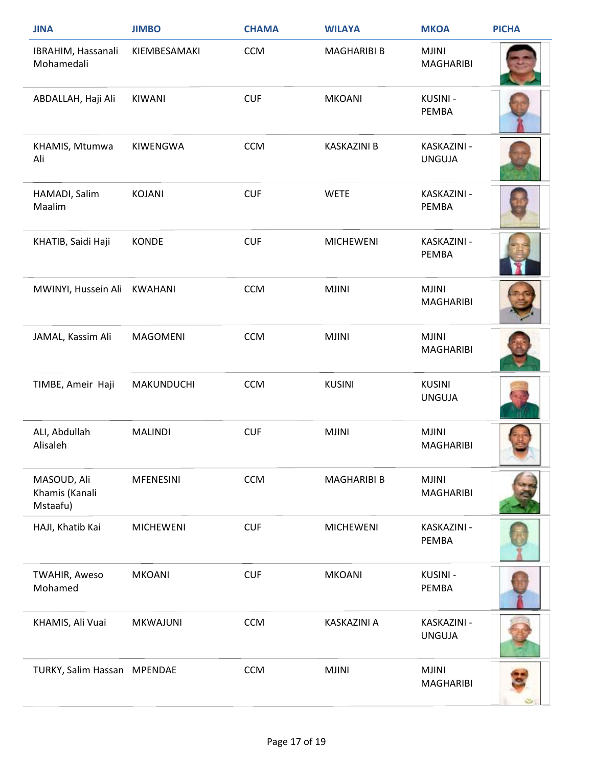| JINA | JIMBO | CHAMA | WILAYA | MKOA | PICHA |
|---|---|---|---|---|---|
| IBRAHIM, Hassanali Mohamedali | KIEMBESAMAKI | CCM | MAGHARIBI B | MJINI MAGHARIBI | |
| ABDALLAH, Haji Ali | KIWANI | CUF | MKOANI | KUSINI - PEMBA | |
| KHAMIS, Mtumwa Ali | KIWENGWA | CCM | KASKAZINI B | KASKAZINI - UNGUJA | |
| HAMADI, Salim Maalim | KOJANI | CUF | WETE | KASKAZINI - PEMBA | |
| KHATIB, Saidi Haji | KONDE | CUF | MICHEWENI | KASKAZINI - PEMBA | |
| MWINYI, Hussein Ali | KWAHANI | CCM | MJINI | MJINI MAGHARIBI | |
| JAMAL, Kassim Ali | MAGOMENI | CCM | MJINI | MJINI MAGHARIBI | |
| TIMBE, Ameir Haji | MAKUNDUCHI | CCM | KUSINI | KUSINI UNGUJA | |
| ALI, Abdullah Alisaleh | MALINDI | CUF | MJINI | MJINI MAGHARIBI | |
| MASOUD, Ali Khamis (Kanali Mstaafu) | MFENESINI | CCM | MAGHARIBI B | MJINI MAGHARIBI | |
| HAJI, Khatib Kai | MICHEWENI | CUF | MICHEWENI | KASKAZINI - PEMBA | |
| TWAHIR, Aweso Mohamed | MKOANI | CUF | MKOANI | KUSINI - PEMBA | |
| KHAMIS, Ali Vuai | MKWAJUNI | CCM | KASKAZINI A | KASKAZINI - UNGUJA | |
| TURKY, Salim Hassan | MPENDAE | CCM | MJINI | MJINI MAGHARIBI | |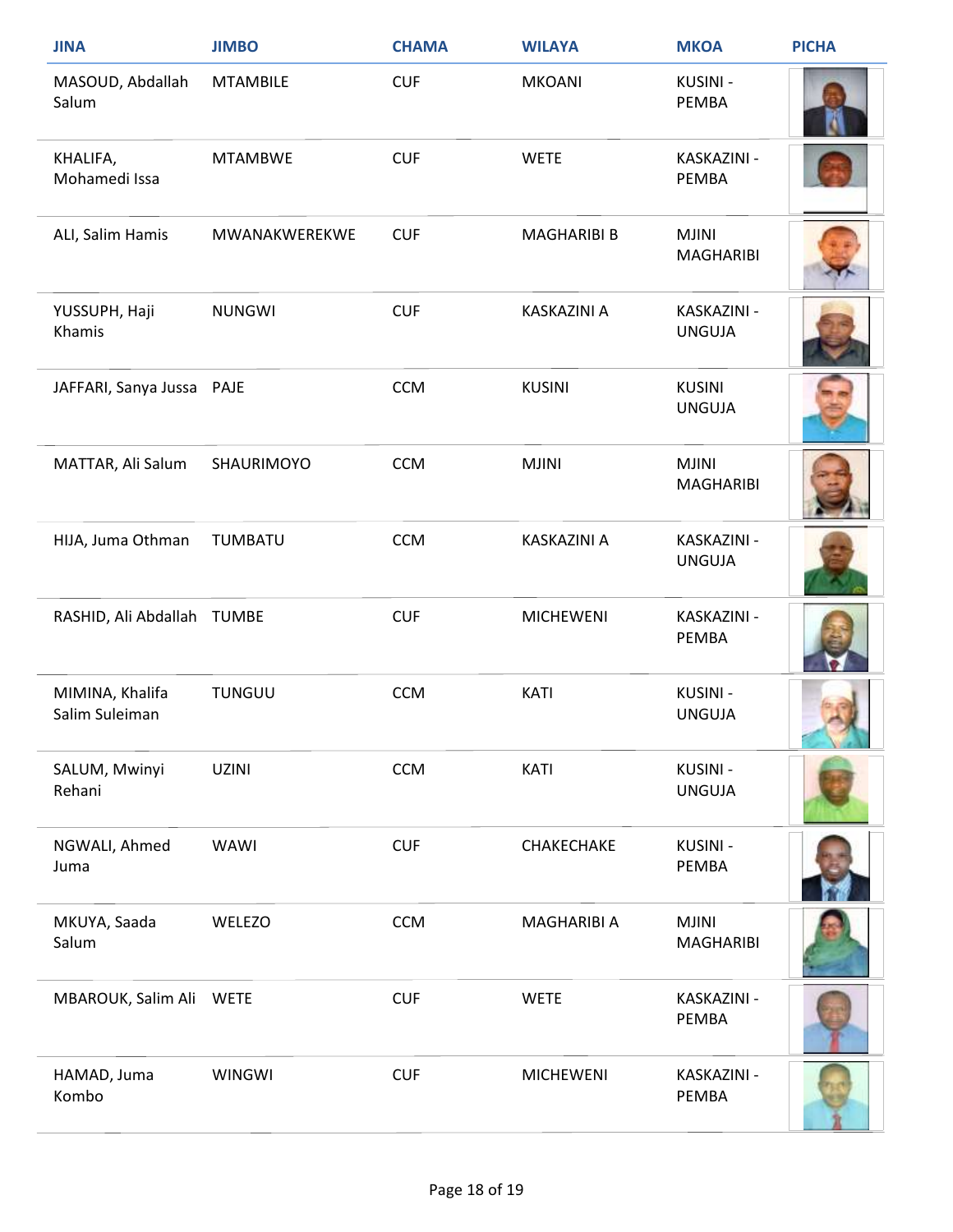| JINA | JIMBO | CHAMA | WILAYA | MKOA | PICHA |
|---|---|---|---|---|---|
| MASOUD, Abdallah Salum | MTAMBILE | CUF | MKOANI | KUSINI - PEMBA | |
| KHALIFA, Mohamedi Issa | MTAMBWE | CUF | WETE | KASKAZINI - PEMBA | |
| ALI, Salim Hamis | MWANAKWEREKWE | CUF | MAGHARIBI B | MJINI MAGHARIBI | |
| YUSSUPH, Haji Khamis | NUNGWI | CUF | KASKAZINI A | KASKAZINI - UNGUJA | |
| JAFFARI, Sanya Jussa | PAJE | CCM | KUSINI | KUSINI UNGUJA | |
| MATTAR, Ali Salum | SHAURIMOYO | CCM | MJINI | MJINI MAGHARIBI | |
| HIJA, Juma Othman | TUMBATU | CCM | KASKAZINI A | KASKAZINI - UNGUJA | |
| RASHID, Ali Abdallah | TUMBE | CUF | MICHEWENI | KASKAZINI - PEMBA | |
| MIMINA, Khalifa Salim Suleiman | TUNGUU | CCM | KATI | KUSINI - UNGUJA | |
| SALUM, Mwinyi Rehani | UZINI | CCM | KATI | KUSINI - UNGUJA | |
| NGWALI, Ahmed Juma | WAWI | CUF | CHAKECHAKE | KUSINI - PEMBA | |
| MKUYA, Saada Salum | WELEZO | CCM | MAGHARIBI A | MJINI MAGHARIBI | |
| MBAROUK, Salim Ali | WETE | CUF | WETE | KASKAZINI - PEMBA | |
| HAMAD, Juma Kombo | WINGWI | CUF | MICHEWENI | KASKAZINI - PEMBA | |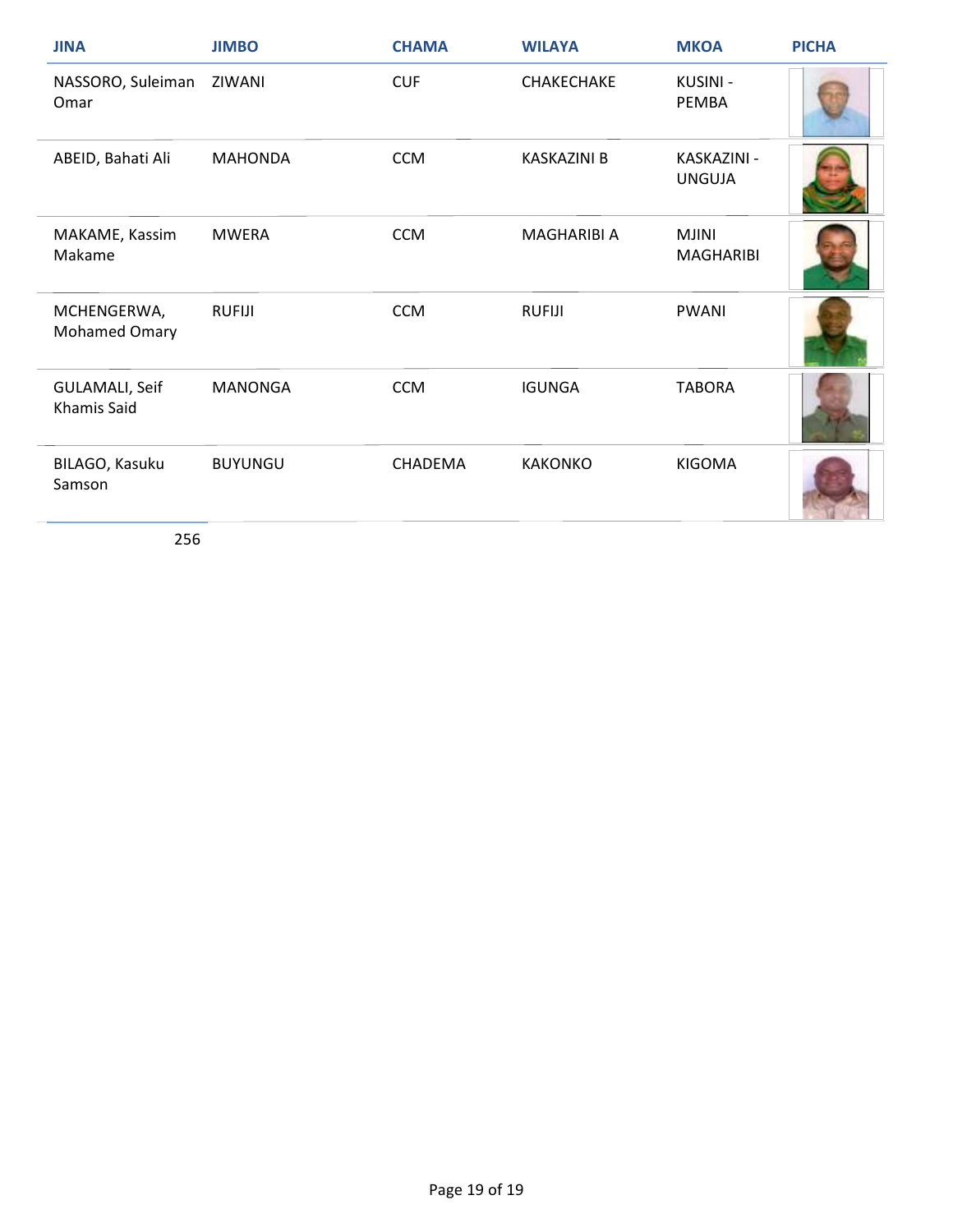| JINA | JIMBO | CHAMA | WILAYA | MKOA | PICHA |
|---|---|---|---|---|---|
| NASSORO, Suleiman Omar | ZIWANI | CUF | CHAKECHAKE | KUSINI - PEMBA | |
| ABEID, Bahati Ali | MAHONDA | CCM | KASKAZINI B | KASKAZINI - UNGUJA | |
| MAKAME, Kassim Makame | MWERA | CCM | MAGHARIBI A | MJINI MAGHARIBI | |
| MCHENGERWA, Mohamed Omary | RUFIJI | CCM | RUFIJI | PWANI | |
| GULAMALI, Seif Khamis Said | MANONGA | CCM | IGUNGA | TABORA | |
| BILAGO, Kasuku Samson | BUYUNGU | CHADEMA | KAKONKO | KIGOMA | |

256